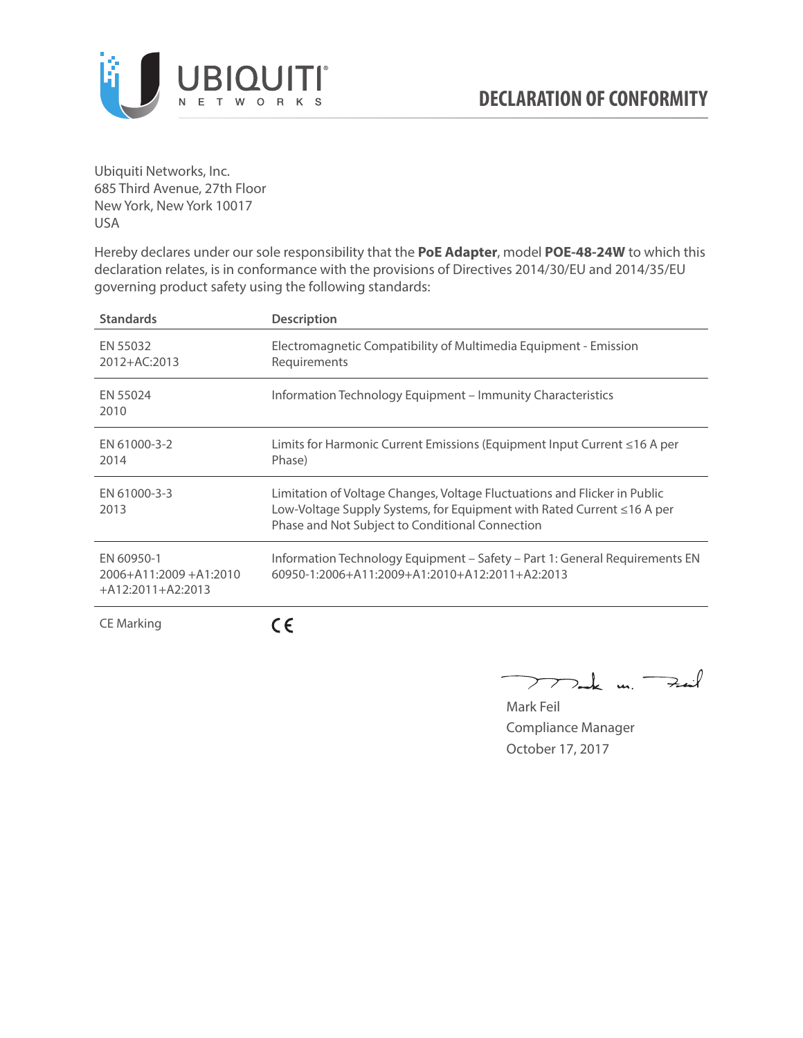UBIQUITI NETWORKS

# DECLARATION OF CONFORMITY

Ubiquiti Networks, Inc.
685 Third Avenue, 27th Floor
New York, New York 10017
USA

Hereby declares under our sole responsibility that the **PoE Adapter**, model **POE-48-24W** to which this declaration relates, is in conformance with the provisions of Directives 2014/30/EU and 2014/35/EU governing product safety using the following standards:

| Standards | Description |
| --- | --- |
| EN 55032 2012+AC:2013 | Electromagnetic Compatibility of Multimedia Equipment - Emission Requirements |
| EN 55024 2010 | Information Technology Equipment – Immunity Characteristics |
| EN 61000-3-2 2014 | Limits for Harmonic Current Emissions (Equipment Input Current ≤16 A per Phase) |
| EN 61000-3-3 2013 | Limitation of Voltage Changes, Voltage Fluctuations and Flicker in Public Low-Voltage Supply Systems, for Equipment with Rated Current ≤16 A per Phase and Not Subject to Conditional Connection |
| EN 60950-1 2006+A11:2009 +A1:2010 +A12:2011+A2:2013 | Information Technology Equipment – Safety – Part 1: General Requirements EN 60950-1:2006+A11:2009+A1:2010+A12:2011+A2:2013 |
| CE Marking | CE |

Mark Feil
Compliance Manager
October 17, 2017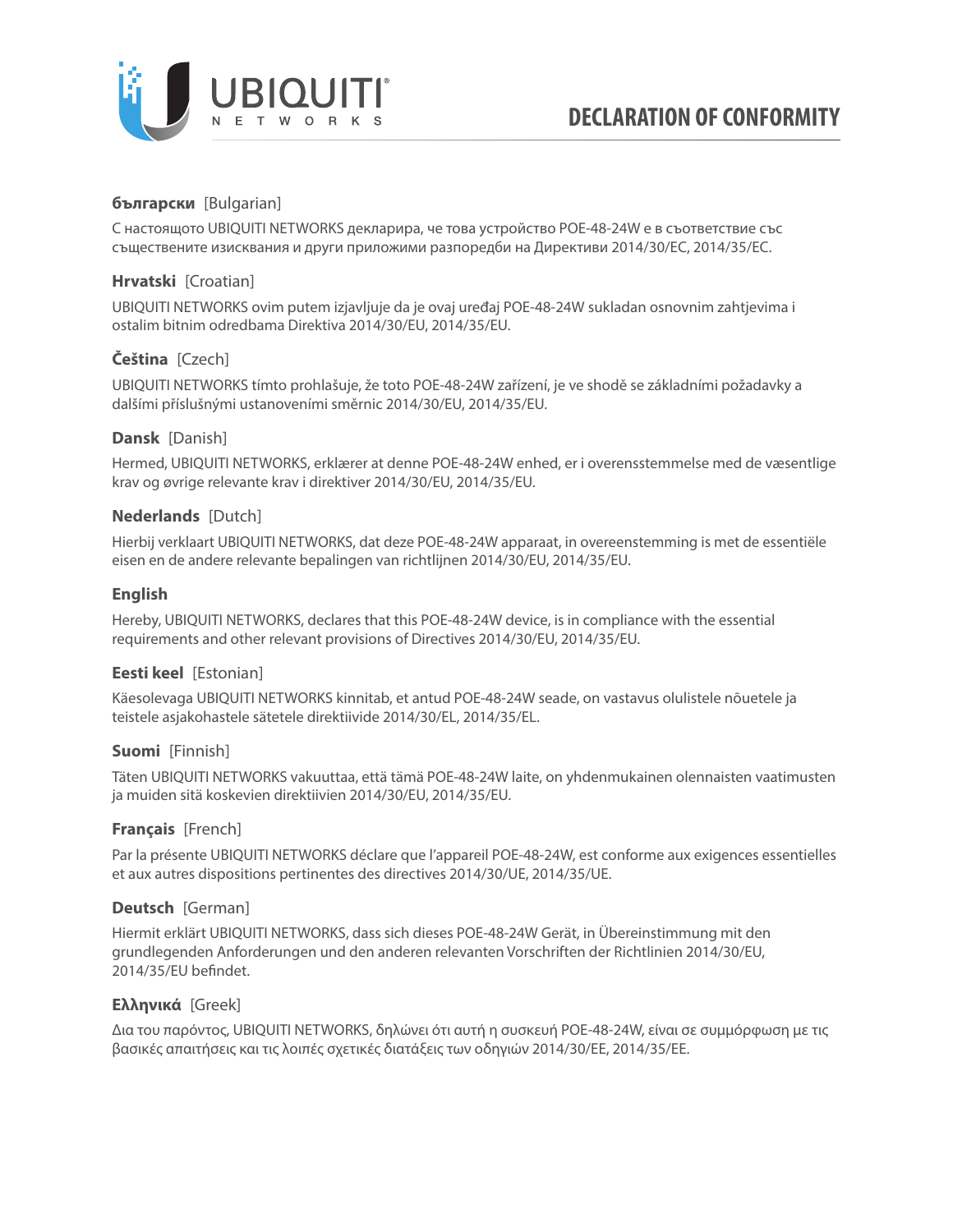# DECLARATION OF CONFORMITY

**български** [Bulgarian]

С настоящото UBIQUITI NETWORKS декларира, че това устройство POE-48-24W е в съответствие със съществените изисквания и други приложими разпоредби на Директиви 2014/30/ЕС, 2014/35/ЕС.

**Hrvatski** [Croatian]

UBIQUITI NETWORKS ovim putem izjavljuje da je ovaj uređaj POE-48-24W sukladan osnovnim zahtjevima i ostalim bitnim odredbama Direktiva 2014/30/EU, 2014/35/EU.

**Čeština** [Czech]

UBIQUITI NETWORKS tímto prohlašuje, že toto POE-48-24W zařízení, je ve shodě se základními požadavky a dalšími příslušnými ustanoveními směrnic 2014/30/EU, 2014/35/EU.

**Dansk** [Danish]

Hermed, UBIQUITI NETWORKS, erklærer at denne POE-48-24W enhed, er i overensstemmelse med de væsentlige krav og øvrige relevante krav i direktiver 2014/30/EU, 2014/35/EU.

**Nederlands** [Dutch]

Hierbij verklaart UBIQUITI NETWORKS, dat deze POE-48-24W apparaat, in overeenstemming is met de essentiële eisen en de andere relevante bepalingen van richtlijnen 2014/30/EU, 2014/35/EU.

**English**

Hereby, UBIQUITI NETWORKS, declares that this POE-48-24W device, is in compliance with the essential requirements and other relevant provisions of Directives 2014/30/EU, 2014/35/EU.

**Eesti keel** [Estonian]

Käesolevaga UBIQUITI NETWORKS kinnitab, et antud POE-48-24W seade, on vastavus olulistele nõuetele ja teistele asjakohastele sätetele direktiivide 2014/30/EL, 2014/35/EL.

**Suomi** [Finnish]

Täten UBIQUITI NETWORKS vakuuttaa, että tämä POE-48-24W laite, on yhdenmukainen olennaisten vaatimusten ja muiden sitä koskevien direktiivien 2014/30/EU, 2014/35/EU.

**Français** [French]

Par la présente UBIQUITI NETWORKS déclare que l'appareil POE-48-24W, est conforme aux exigences essentielles et aux autres dispositions pertinentes des directives 2014/30/UE, 2014/35/UE.

**Deutsch** [German]

Hiermit erklärt UBIQUITI NETWORKS, dass sich dieses POE-48-24W Gerät, in Übereinstimmung mit den grundlegenden Anforderungen und den anderen relevanten Vorschriften der Richtlinien 2014/30/EU, 2014/35/EU befindet.

**Ελληνικά** [Greek]

Δια του παρόντος, UBIQUITI NETWORKS, δηλώνει ότι αυτή η συσκευή POE-48-24W, είναι σε συμμόρφωση με τις βασικές απαιτήσεις και τις λοιπές σχετικές διατάξεις των οδηγιών 2014/30/EE, 2014/35/EE.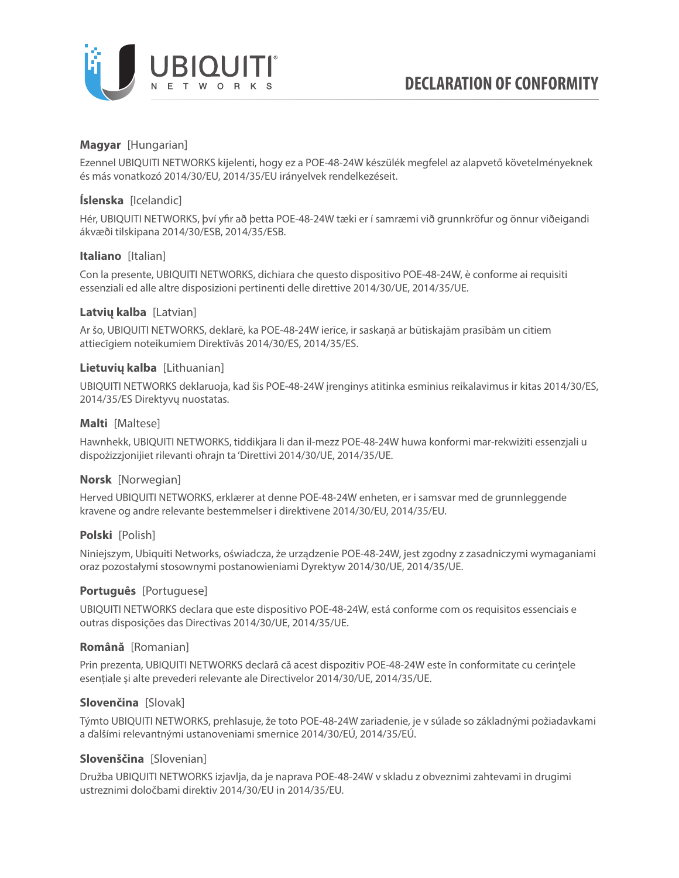# DECLARATION OF CONFORMITY

**Magyar** [Hungarian]

Ezennel UBIQUITI NETWORKS kijelenti, hogy ez a POE-48-24W készülék megfelel az alapvető követelményeknek és más vonatkozó 2014/30/EU, 2014/35/EU irányelvek rendelkezéseit.

**Íslenska** [Icelandic]

Hér, UBIQUITI NETWORKS, því yfir að þetta POE-48-24W tæki er í samræmi við grunnkröfur og önnur viðeigandi ákvæði tilskipana 2014/30/ESB, 2014/35/ESB.

**Italiano** [Italian]

Con la presente, UBIQUITI NETWORKS, dichiara che questo dispositivo POE-48-24W, è conforme ai requisiti essenziali ed alle altre disposizioni pertinenti delle direttive 2014/30/UE, 2014/35/UE.

**Latvių kalba** [Latvian]

Ar šo, UBIQUITI NETWORKS, deklarē, ka POE-48-24W ierīce, ir saskaņā ar būtiskajām prasībām un citiem attiecīgiem noteikumiem Direktīvās 2014/30/ES, 2014/35/ES.

**Lietuvių kalba** [Lithuanian]

UBIQUITI NETWORKS deklaruoja, kad šis POE-48-24W įrenginys atitinka esminius reikalavimus ir kitas 2014/30/ES, 2014/35/ES Direktyvų nuostatas.

**Malti** [Maltese]

Hawnhekk, UBIQUITI NETWORKS, tiddikjara li dan il-mezz POE-48-24W huwa konformi mar-rekwiżiti essenzjali u dispożizzjonijiet rilevanti oħrajn ta 'Direttivi 2014/30/UE, 2014/35/UE.

**Norsk** [Norwegian]

Herved UBIQUITI NETWORKS, erklærer at denne POE-48-24W enheten, er i samsvar med de grunnleggende kravene og andre relevante bestemmelser i direktivene 2014/30/EU, 2014/35/EU.

**Polski** [Polish]

Niniejszym, Ubiquiti Networks, oświadcza, że urządzenie POE-48-24W, jest zgodny z zasadniczymi wymaganiami oraz pozostałymi stosownymi postanowieniami Dyrektyw 2014/30/UE, 2014/35/UE.

**Português** [Portuguese]

UBIQUITI NETWORKS declara que este dispositivo POE-48-24W, está conforme com os requisitos essenciais e outras disposições das Directivas 2014/30/UE, 2014/35/UE.

**Română** [Romanian]

Prin prezenta, UBIQUITI NETWORKS declară că acest dispozitiv POE-48-24W este în conformitate cu cerințele esențiale și alte prevederi relevante ale Directivelor 2014/30/UE, 2014/35/UE.

**Slovenčina** [Slovak]

Týmto UBIQUITI NETWORKS, prehlasuje, že toto POE-48-24W zariadenie, je v súlade so základnými požiadavkami a ďalšími relevantnými ustanoveniami smernice 2014/30/EÚ, 2014/35/EÚ.

**Slovenščina** [Slovenian]

Družba UBIQUITI NETWORKS izjavlja, da je naprava POE-48-24W v skladu z obveznimi zahtevami in drugimi ustreznimi določbami direktiv 2014/30/EU in 2014/35/EU.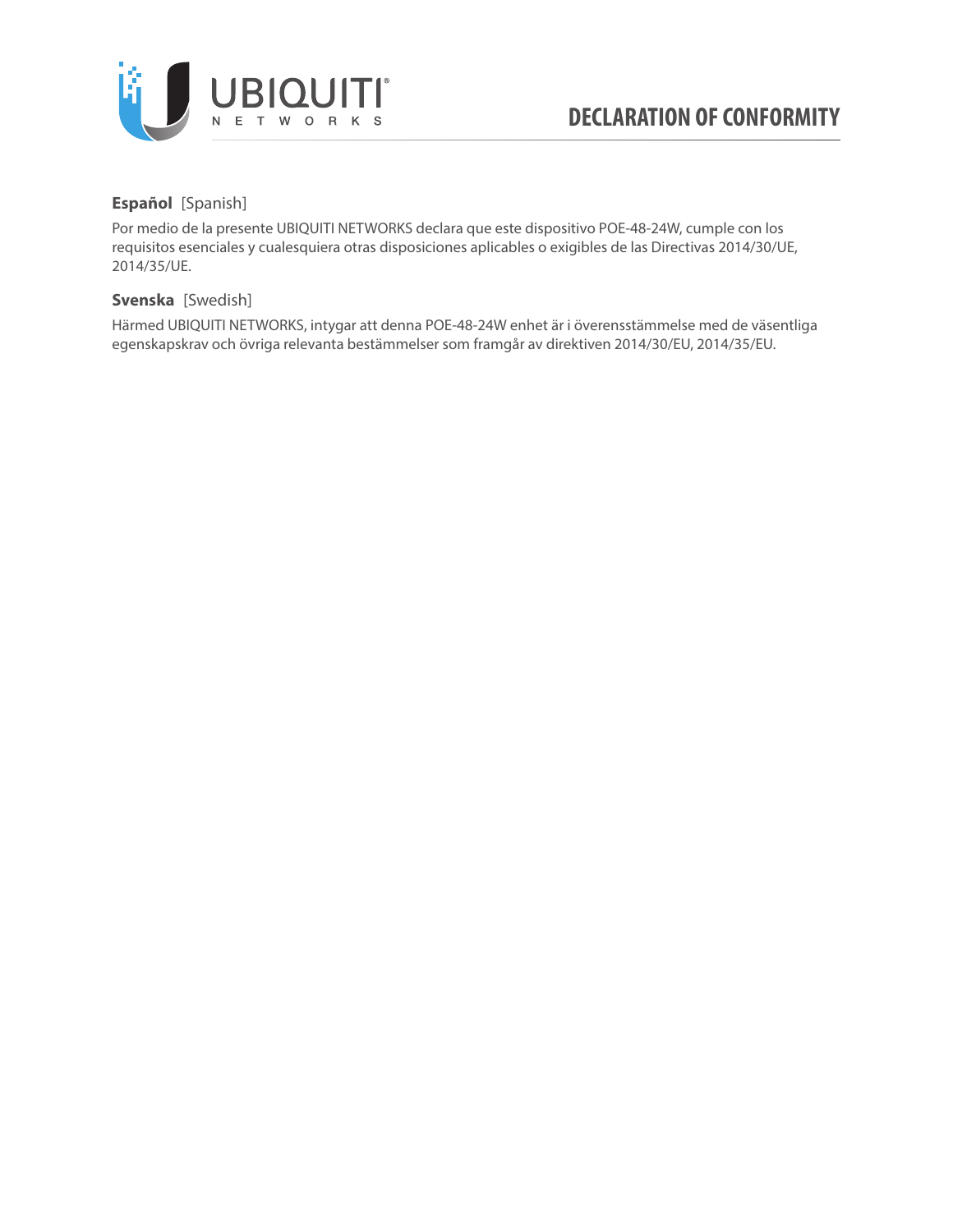**Español** [Spanish]

Por medio de la presente UBIQUITI NETWORKS declara que este dispositivo POE-48-24W, cumple con los requisitos esenciales y cualesquiera otras disposiciones aplicables o exigibles de las Directivas 2014/30/UE, 2014/35/UE.

**Svenska** [Swedish]

Härmed UBIQUITI NETWORKS, intygar att denna POE-48-24W enhet är i överensstämmelse med de väsentliga egenskapskrav och övriga relevanta bestämmelser som framgår av direktiven 2014/30/EU, 2014/35/EU.